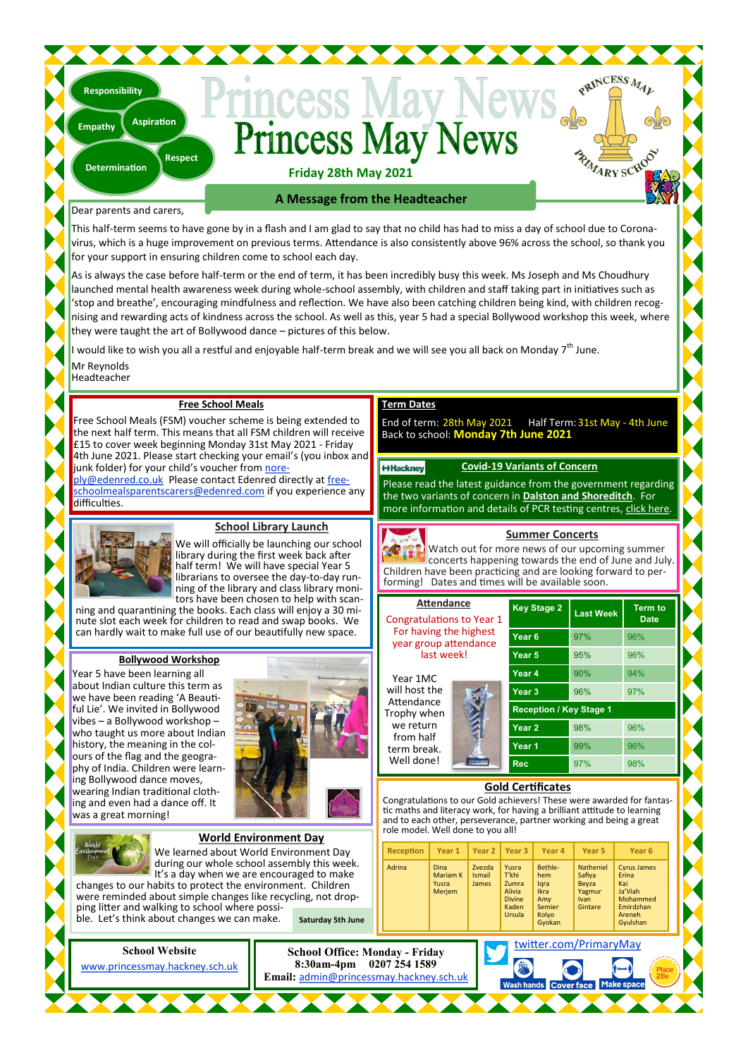Responsibility

Empathy

Aspiration

Respect

Determination

# Princess May News

**Friday 28th May 2021**

## A Message from the Headteacher

Dear parents and carers,

This half-term seems to have gone by in a flash and I am glad to say that no child has had to miss a day of school due to Corona-virus, which is a huge improvement on previous terms. Attendance is also consistently above 96% across the school, so thank you for your support in ensuring children come to school each day.

As is always the case before half-term or the end of term, it has been incredibly busy this week. Ms Joseph and Ms Choudhury launched mental health awareness week during whole-school assembly, with children and staff taking part in initiatives such as 'stop and breathe', encouraging mindfulness and reflection. We have also been catching children being kind, with children recog-nising and rewarding acts of kindness across the school. As well as this, year 5 had a special Bollywood workshop this week, where they were taught the art of Bollywood dance – pictures of this below.

I would like to wish you all a restful and enjoyable half-term break and we will see you all back on Monday 7th June.

Mr Reynolds
Headteacher

### Free School Meals

Free School Meals (FSM) voucher scheme is being extended to the next half term. This means that all FSM children will receive £15 to cover week beginning Monday 31st May 2021 - Friday 4th June 2021. Please start checking your email's (you inbox and junk folder) for your child's voucher from noreply@edenred.co.uk Please contact Edenred directly at freeschoolmealsparentscarers@edenred.com if you experience any difficulties.

### Term Dates

End of term: 28th May 2021 Half Term: 31st May - 4th June
Back to school: **Monday 7th June 2021**

### Covid-19 Variants of Concern

Please read the latest guidance from the government regarding the two variants of concern in **Dalston and Shoreditch**. For more information and details of PCR testing centres, click here.

### School Library Launch

We will officially be launching our school library during the first week back after half term! We will have special Year 5 librarians to oversee the day-to-day running of the library and class library monitors have been chosen to help with scanning and quarantining the books. Each class will enjoy a 30 minute slot each week for children to read and swap books. We can hardly wait to make full use of our beautifully new space.

### Summer Concerts

Watch out for more news of our upcoming summer concerts happening towards the end of June and July. Children have been practicing and are looking forward to performing! Dates and times will be available soon.

### Attendance

Congratulations to Year 1 For having the highest year group attendance last week!

Year 1MC will host the Attendance Trophy when we return from half term break. Well done!

| Key Stage 2 | Last Week | Term to Date |
|---|---|---|
| Year 6 | 97% | 96% |
| Year 5 | 95% | 96% |
| Year 4 | 90% | 94% |
| Year 3 | 96% | 97% |
| Reception / Key Stage 1 | | |
| Year 2 | 98% | 96% |
| Year 1 | 99% | 96% |
| Rec | 97% | 98% |

### Bollywood Workshop

Year 5 have been learning all about Indian culture this term as we have been reading 'A Beautiful Lie'. We invited in Bollywood vibes – a Bollywood workshop – who taught us more about Indian history, the meaning in the colours of the flag and the geography of India. Children were learning Bollywood dance moves, wearing Indian traditional clothing and even had a dance off. It was a great morning!

### Gold Certificates

Congratulations to our Gold achievers! These were awarded for fantastic maths and literacy work, for having a brilliant attitude to learning and to each other, perseverance, partner working and being a great role model. Well done to you all!

| Reception | Year 1 | Year 2 | Year 3 | Year 4 | Year 5 | Year 6 |
|---|---|---|---|---|---|---|
| Adrina | Dina<br>Mariam K<br>Yusra<br>Merjem | Zvezda<br>Ismail<br>James | Yusra<br>T'khi<br>Zumra<br>Alivia<br>Divine<br>Kaden<br>Ursula | Bethlehem<br>Iqra<br>Ikra<br>Amy<br>Semier<br>Kolyo<br>Gyokan | Natheniel<br>Safiya<br>Beyza<br>Yagmur<br>Ivan<br>Gintare | Cyrus James<br>Erina<br>Kai<br>Ja'Viah<br>Mohammed<br>Emirdzhan<br>Areneh<br>Gyulshan |

### World Environment Day

We learned about World Environment Day during our whole school assembly this week. It's a day when we are encouraged to make changes to our habits to protect the environment. Children were reminded about simple changes like recycling, not dropping litter and walking to school where possible. Let's think about changes we can make.

**Saturday 5th June**

**School Website**
www.princessmay.hackney.sch.uk

**School Office: Monday - Friday**
**8:30am-4pm 0207 254 1589**
**Email:** admin@princessmay.hackney.sch.uk

twitter.com/PrimaryMay

Wash hands | Cover face | Make space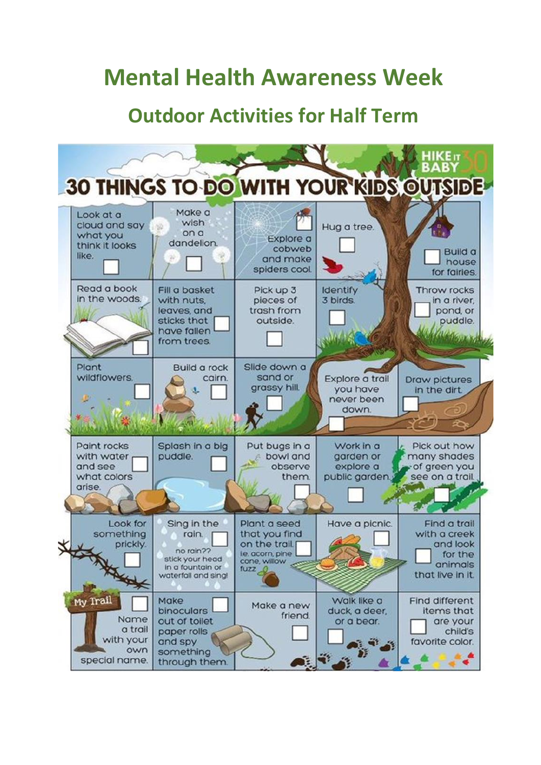# Mental Health Awareness Week

## Outdoor Activities for Half Term

HIKE IT BABY 30

### 30 THINGS TO DO WITH YOUR KIDS OUTSIDE

- Look at a cloud and say what you think it looks like.
- Make a wish on a dandelion.
- Explore a cobweb and make spiders cool.
- Hug a tree.
- Build a house for fairies.
- Read a book in the woods.
- Fill a basket with nuts, leaves, and sticks that have fallen from trees.
- Pick up 3 pieces of trash from outside.
- Identify 3 birds.
- Throw rocks in a river, pond, or puddle.
- Plant wildflowers.
- Build a rock cairn.
- Slide down a sand or grassy hill.
- Explore a trail you have never been down.
- Draw pictures in the dirt.
- Paint rocks with water and see what colors arise.
- Splash in a big puddle.
- Put bugs in a bowl and observe them.
- Work in a garden or explore a public garden.
- Pick out how many shades of green you see on a trail.
- Look for something prickly.
- Sing in the rain. no rain?? stick your head in a fountain or waterfall and sing!
- Plant a seed that you find on the trail. ie. acorn, pine cone, willow fuzz
- Have a picnic.
- Find a trail with a creek and look for the animals that live in it.
- Name a trail with your own special name.
- Make binoculars out of toilet paper rolls and spy something through them.
- Make a new friend.
- Walk like a duck, a deer, or a bear.
- Find different items that are your child's favorite color.